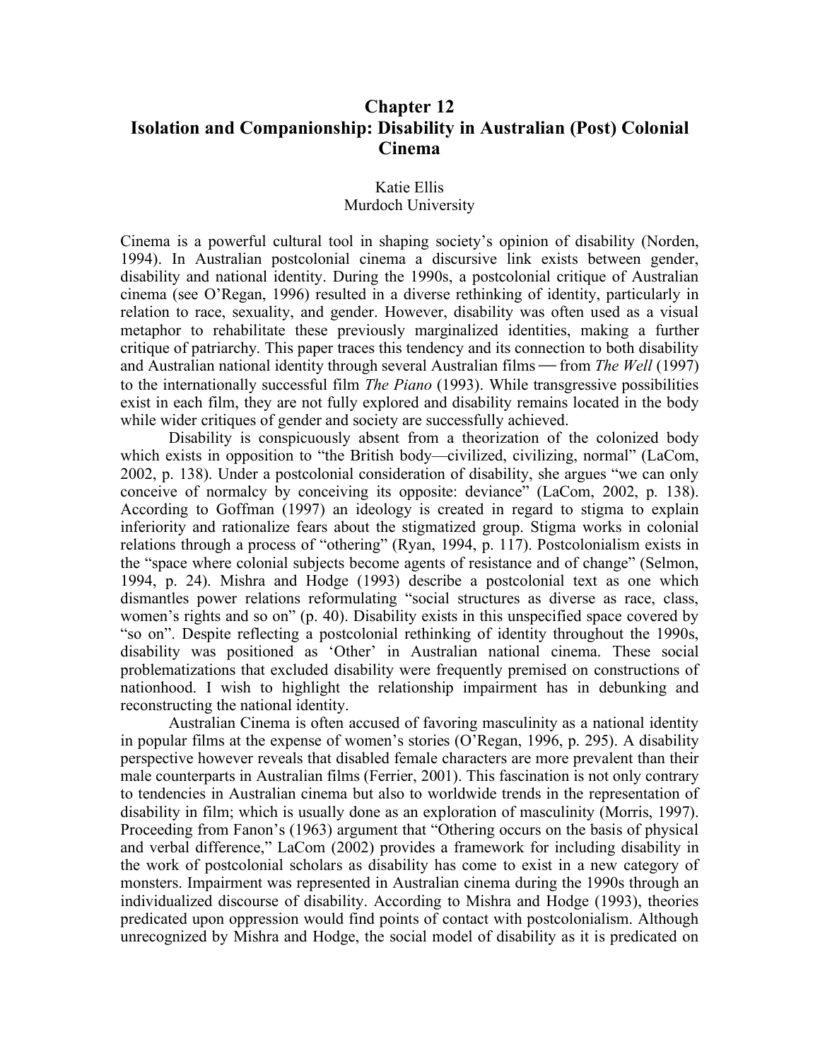# Chapter 12
# Isolation and Companionship: Disability in Australian (Post) Colonial Cinema

Katie Ellis
Murdoch University

Cinema is a powerful cultural tool in shaping society's opinion of disability (Norden, 1994). In Australian postcolonial cinema a discursive link exists between gender, disability and national identity. During the 1990s, a postcolonial critique of Australian cinema (see O'Regan, 1996) resulted in a diverse rethinking of identity, particularly in relation to race, sexuality, and gender. However, disability was often used as a visual metaphor to rehabilitate these previously marginalized identities, making a further critique of patriarchy. This paper traces this tendency and its connection to both disability and Australian national identity through several Australian films — from *The Well* (1997) to the internationally successful film *The Piano* (1993). While transgressive possibilities exist in each film, they are not fully explored and disability remains located in the body while wider critiques of gender and society are successfully achieved.

Disability is conspicuously absent from a theorization of the colonized body which exists in opposition to "the British body—civilized, civilizing, normal" (LaCom, 2002, p. 138). Under a postcolonial consideration of disability, she argues "we can only conceive of normalcy by conceiving its opposite: deviance" (LaCom, 2002, p. 138). According to Goffman (1997) an ideology is created in regard to stigma to explain inferiority and rationalize fears about the stigmatized group. Stigma works in colonial relations through a process of "othering" (Ryan, 1994, p. 117). Postcolonialism exists in the "space where colonial subjects become agents of resistance and of change" (Selmon, 1994, p. 24). Mishra and Hodge (1993) describe a postcolonial text as one which dismantles power relations reformulating "social structures as diverse as race, class, women's rights and so on" (p. 40). Disability exists in this unspecified space covered by "so on". Despite reflecting a postcolonial rethinking of identity throughout the 1990s, disability was positioned as 'Other' in Australian national cinema. These social problematizations that excluded disability were frequently premised on constructions of nationhood. I wish to highlight the relationship impairment has in debunking and reconstructing the national identity.

Australian Cinema is often accused of favoring masculinity as a national identity in popular films at the expense of women's stories (O'Regan, 1996, p. 295). A disability perspective however reveals that disabled female characters are more prevalent than their male counterparts in Australian films (Ferrier, 2001). This fascination is not only contrary to tendencies in Australian cinema but also to worldwide trends in the representation of disability in film; which is usually done as an exploration of masculinity (Morris, 1997). Proceeding from Fanon's (1963) argument that "Othering occurs on the basis of physical and verbal difference," LaCom (2002) provides a framework for including disability in the work of postcolonial scholars as disability has come to exist in a new category of monsters. Impairment was represented in Australian cinema during the 1990s through an individualized discourse of disability. According to Mishra and Hodge (1993), theories predicated upon oppression would find points of contact with postcolonialism. Although unrecognized by Mishra and Hodge, the social model of disability as it is predicated on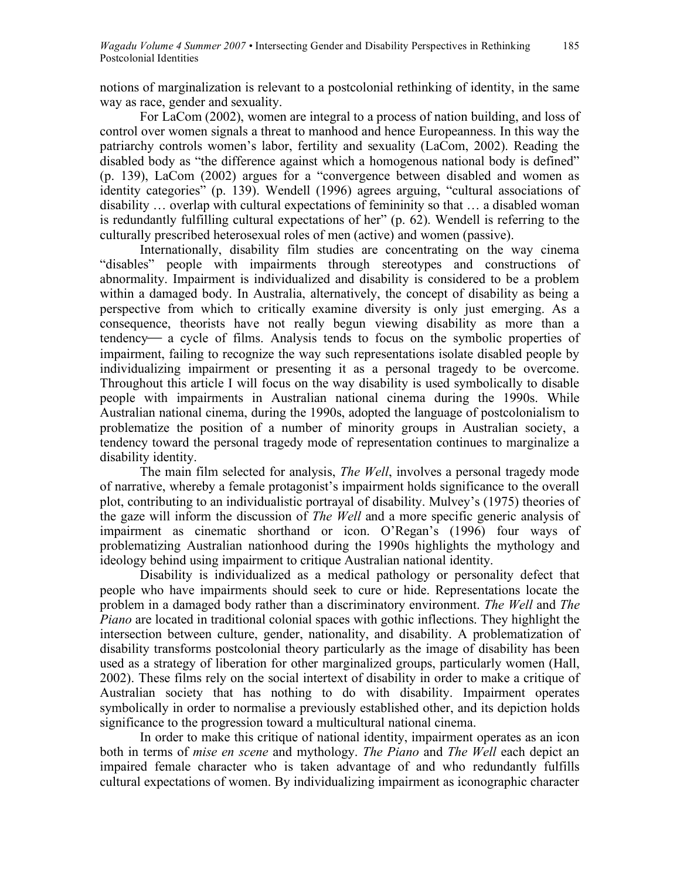notions of marginalization is relevant to a postcolonial rethinking of identity, in the same way as race, gender and sexuality.

For LaCom (2002), women are integral to a process of nation building, and loss of control over women signals a threat to manhood and hence Europeanness. In this way the patriarchy controls women's labor, fertility and sexuality (LaCom, 2002). Reading the disabled body as "the difference against which a homogenous national body is defined" (p. 139), LaCom (2002) argues for a "convergence between disabled and women as identity categories" (p. 139). Wendell (1996) agrees arguing, "cultural associations of disability … overlap with cultural expectations of femininity so that … a disabled woman is redundantly fulfilling cultural expectations of her" (p. 62). Wendell is referring to the culturally prescribed heterosexual roles of men (active) and women (passive).

Internationally, disability film studies are concentrating on the way cinema "disables" people with impairments through stereotypes and constructions of abnormality. Impairment is individualized and disability is considered to be a problem within a damaged body. In Australia, alternatively, the concept of disability as being a perspective from which to critically examine diversity is only just emerging. As a consequence, theorists have not really begun viewing disability as more than a tendency— a cycle of films. Analysis tends to focus on the symbolic properties of impairment, failing to recognize the way such representations isolate disabled people by individualizing impairment or presenting it as a personal tragedy to be overcome. Throughout this article I will focus on the way disability is used symbolically to disable people with impairments in Australian national cinema during the 1990s. While Australian national cinema, during the 1990s, adopted the language of postcolonialism to problematize the position of a number of minority groups in Australian society, a tendency toward the personal tragedy mode of representation continues to marginalize a disability identity.

The main film selected for analysis, *The Well*, involves a personal tragedy mode of narrative, whereby a female protagonist's impairment holds significance to the overall plot, contributing to an individualistic portrayal of disability. Mulvey's (1975) theories of the gaze will inform the discussion of *The Well* and a more specific generic analysis of impairment as cinematic shorthand or icon. O'Regan's (1996) four ways of problematizing Australian nationhood during the 1990s highlights the mythology and ideology behind using impairment to critique Australian national identity.

Disability is individualized as a medical pathology or personality defect that people who have impairments should seek to cure or hide. Representations locate the problem in a damaged body rather than a discriminatory environment. *The Well* and *The Piano* are located in traditional colonial spaces with gothic inflections. They highlight the intersection between culture, gender, nationality, and disability. A problematization of disability transforms postcolonial theory particularly as the image of disability has been used as a strategy of liberation for other marginalized groups, particularly women (Hall, 2002). These films rely on the social intertext of disability in order to make a critique of Australian society that has nothing to do with disability. Impairment operates symbolically in order to normalise a previously established other, and its depiction holds significance to the progression toward a multicultural national cinema.

In order to make this critique of national identity, impairment operates as an icon both in terms of *mise en scene* and mythology. *The Piano* and *The Well* each depict an impaired female character who is taken advantage of and who redundantly fulfills cultural expectations of women. By individualizing impairment as iconographic character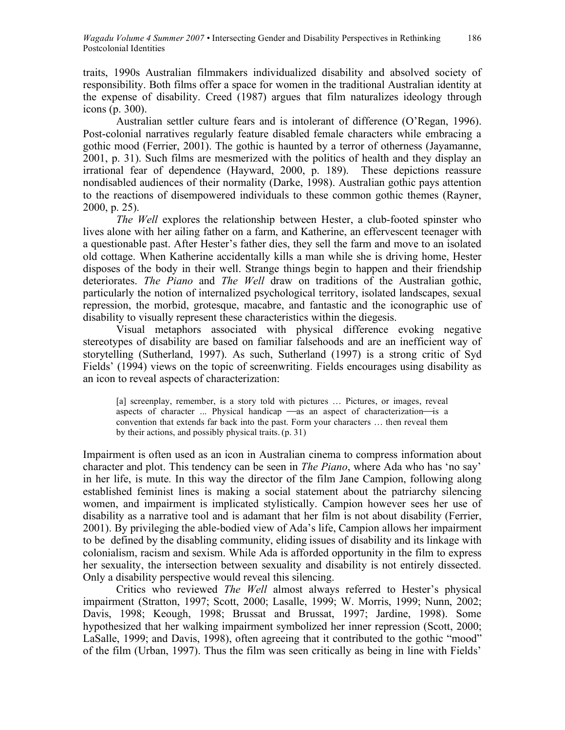traits, 1990s Australian filmmakers individualized disability and absolved society of responsibility. Both films offer a space for women in the traditional Australian identity at the expense of disability. Creed (1987) argues that film naturalizes ideology through icons (p. 300).

Australian settler culture fears and is intolerant of difference (O'Regan, 1996). Post-colonial narratives regularly feature disabled female characters while embracing a gothic mood (Ferrier, 2001). The gothic is haunted by a terror of otherness (Jayamanne, 2001, p. 31). Such films are mesmerized with the politics of health and they display an irrational fear of dependence (Hayward, 2000, p. 189). These depictions reassure nondisabled audiences of their normality (Darke, 1998). Australian gothic pays attention to the reactions of disempowered individuals to these common gothic themes (Rayner, 2000, p. 25).

*The Well* explores the relationship between Hester, a club-footed spinster who lives alone with her ailing father on a farm, and Katherine, an effervescent teenager with a questionable past. After Hester's father dies, they sell the farm and move to an isolated old cottage. When Katherine accidentally kills a man while she is driving home, Hester disposes of the body in their well. Strange things begin to happen and their friendship deteriorates. *The Piano* and *The Well* draw on traditions of the Australian gothic, particularly the notion of internalized psychological territory, isolated landscapes, sexual repression, the morbid, grotesque, macabre, and fantastic and the iconographic use of disability to visually represent these characteristics within the diegesis.

Visual metaphors associated with physical difference evoking negative stereotypes of disability are based on familiar falsehoods and are an inefficient way of storytelling (Sutherland, 1997). As such, Sutherland (1997) is a strong critic of Syd Fields' (1994) views on the topic of screenwriting. Fields encourages using disability as an icon to reveal aspects of characterization:

> [a] screenplay, remember, is a story told with pictures … Pictures, or images, reveal aspects of character ... Physical handicap —as an aspect of characterization—is a convention that extends far back into the past. Form your characters … then reveal them by their actions, and possibly physical traits. (p. 31)

Impairment is often used as an icon in Australian cinema to compress information about character and plot. This tendency can be seen in *The Piano*, where Ada who has 'no say' in her life, is mute. In this way the director of the film Jane Campion, following along established feminist lines is making a social statement about the patriarchy silencing women, and impairment is implicated stylistically. Campion however sees her use of disability as a narrative tool and is adamant that her film is not about disability (Ferrier, 2001). By privileging the able-bodied view of Ada's life, Campion allows her impairment to be defined by the disabling community, eliding issues of disability and its linkage with colonialism, racism and sexism. While Ada is afforded opportunity in the film to express her sexuality, the intersection between sexuality and disability is not entirely dissected. Only a disability perspective would reveal this silencing.

Critics who reviewed *The Well* almost always referred to Hester's physical impairment (Stratton, 1997; Scott, 2000; Lasalle, 1999; W. Morris, 1999; Nunn, 2002; Davis, 1998; Keough, 1998; Brussat and Brussat, 1997; Jardine, 1998). Some hypothesized that her walking impairment symbolized her inner repression (Scott, 2000; LaSalle, 1999; and Davis, 1998), often agreeing that it contributed to the gothic "mood" of the film (Urban, 1997). Thus the film was seen critically as being in line with Fields'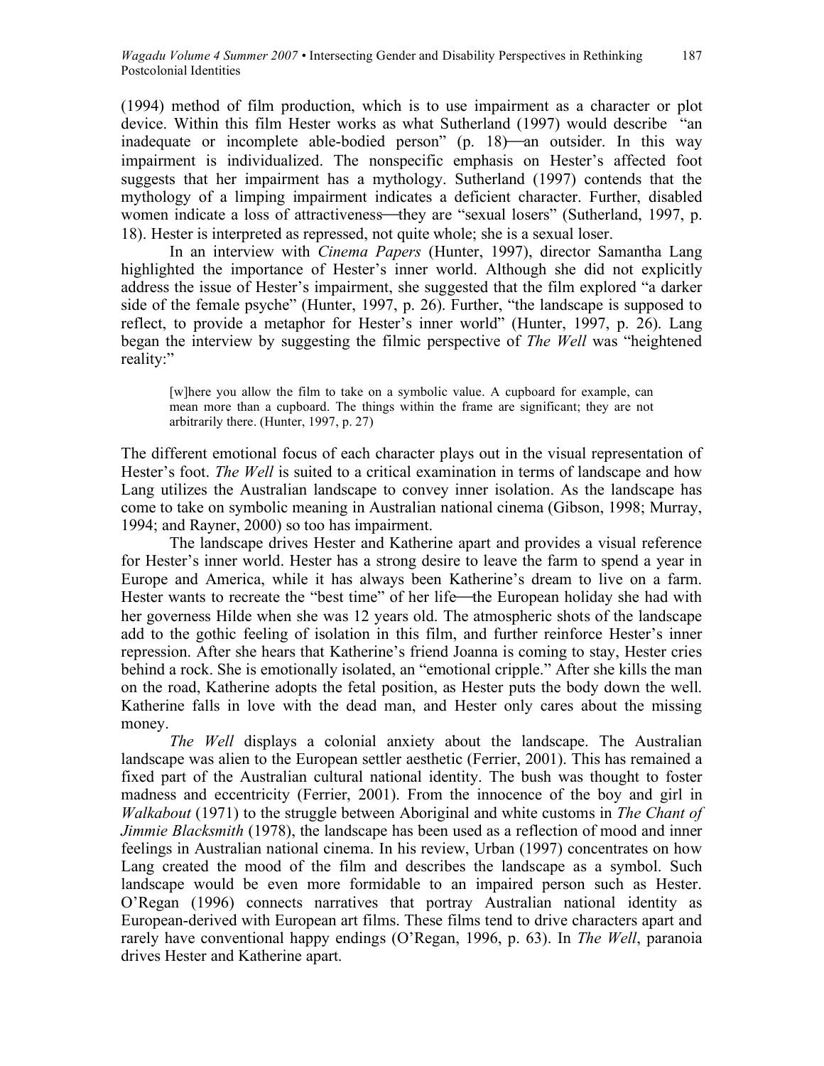(1994) method of film production, which is to use impairment as a character or plot device. Within this film Hester works as what Sutherland (1997) would describe "an inadequate or incomplete able-bodied person" (p. 18)—an outsider. In this way impairment is individualized. The nonspecific emphasis on Hester's affected foot suggests that her impairment has a mythology. Sutherland (1997) contends that the mythology of a limping impairment indicates a deficient character. Further, disabled women indicate a loss of attractiveness—they are "sexual losers" (Sutherland, 1997, p. 18). Hester is interpreted as repressed, not quite whole; she is a sexual loser.

In an interview with *Cinema Papers* (Hunter, 1997), director Samantha Lang highlighted the importance of Hester's inner world. Although she did not explicitly address the issue of Hester's impairment, she suggested that the film explored "a darker side of the female psyche" (Hunter, 1997, p. 26). Further, "the landscape is supposed to reflect, to provide a metaphor for Hester's inner world" (Hunter, 1997, p. 26). Lang began the interview by suggesting the filmic perspective of *The Well* was "heightened reality:"

> [w]here you allow the film to take on a symbolic value. A cupboard for example, can mean more than a cupboard. The things within the frame are significant; they are not arbitrarily there. (Hunter, 1997, p. 27)

The different emotional focus of each character plays out in the visual representation of Hester's foot. *The Well* is suited to a critical examination in terms of landscape and how Lang utilizes the Australian landscape to convey inner isolation. As the landscape has come to take on symbolic meaning in Australian national cinema (Gibson, 1998; Murray, 1994; and Rayner, 2000) so too has impairment.

The landscape drives Hester and Katherine apart and provides a visual reference for Hester's inner world. Hester has a strong desire to leave the farm to spend a year in Europe and America, while it has always been Katherine's dream to live on a farm. Hester wants to recreate the "best time" of her life—the European holiday she had with her governess Hilde when she was 12 years old. The atmospheric shots of the landscape add to the gothic feeling of isolation in this film, and further reinforce Hester's inner repression. After she hears that Katherine's friend Joanna is coming to stay, Hester cries behind a rock. She is emotionally isolated, an "emotional cripple." After she kills the man on the road, Katherine adopts the fetal position, as Hester puts the body down the well. Katherine falls in love with the dead man, and Hester only cares about the missing money.

*The Well* displays a colonial anxiety about the landscape. The Australian landscape was alien to the European settler aesthetic (Ferrier, 2001). This has remained a fixed part of the Australian cultural national identity. The bush was thought to foster madness and eccentricity (Ferrier, 2001). From the innocence of the boy and girl in *Walkabout* (1971) to the struggle between Aboriginal and white customs in *The Chant of Jimmie Blacksmith* (1978), the landscape has been used as a reflection of mood and inner feelings in Australian national cinema. In his review, Urban (1997) concentrates on how Lang created the mood of the film and describes the landscape as a symbol. Such landscape would be even more formidable to an impaired person such as Hester. O'Regan (1996) connects narratives that portray Australian national identity as European-derived with European art films. These films tend to drive characters apart and rarely have conventional happy endings (O'Regan, 1996, p. 63). In *The Well*, paranoia drives Hester and Katherine apart.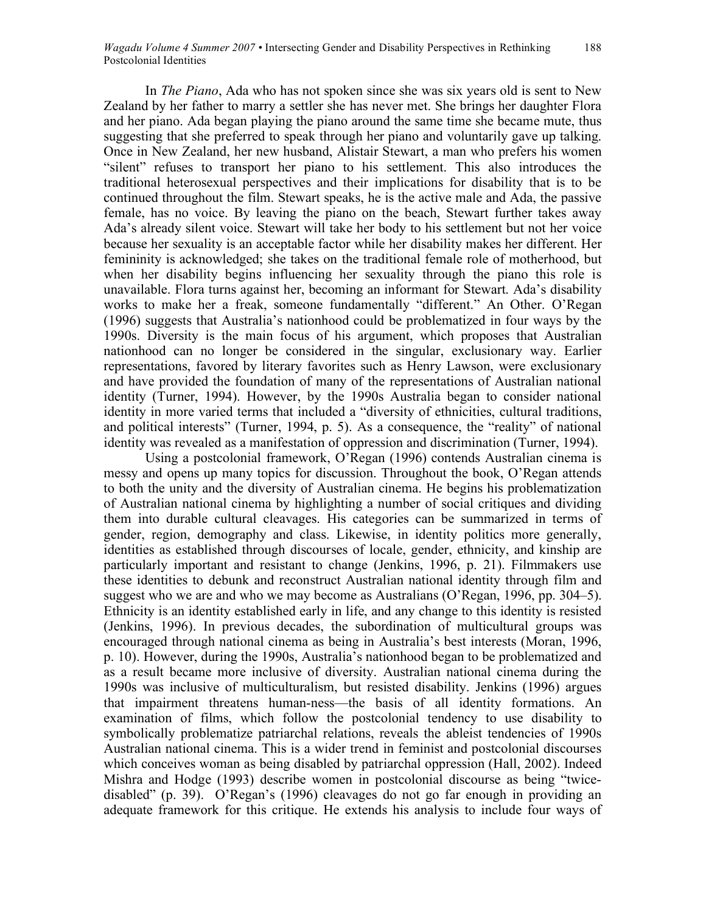In *The Piano*, Ada who has not spoken since she was six years old is sent to New Zealand by her father to marry a settler she has never met. She brings her daughter Flora and her piano. Ada began playing the piano around the same time she became mute, thus suggesting that she preferred to speak through her piano and voluntarily gave up talking. Once in New Zealand, her new husband, Alistair Stewart, a man who prefers his women "silent" refuses to transport her piano to his settlement. This also introduces the traditional heterosexual perspectives and their implications for disability that is to be continued throughout the film. Stewart speaks, he is the active male and Ada, the passive female, has no voice. By leaving the piano on the beach, Stewart further takes away Ada's already silent voice. Stewart will take her body to his settlement but not her voice because her sexuality is an acceptable factor while her disability makes her different. Her femininity is acknowledged; she takes on the traditional female role of motherhood, but when her disability begins influencing her sexuality through the piano this role is unavailable. Flora turns against her, becoming an informant for Stewart. Ada's disability works to make her a freak, someone fundamentally "different." An Other. O'Regan (1996) suggests that Australia's nationhood could be problematized in four ways by the 1990s. Diversity is the main focus of his argument, which proposes that Australian nationhood can no longer be considered in the singular, exclusionary way. Earlier representations, favored by literary favorites such as Henry Lawson, were exclusionary and have provided the foundation of many of the representations of Australian national identity (Turner, 1994). However, by the 1990s Australia began to consider national identity in more varied terms that included a "diversity of ethnicities, cultural traditions, and political interests" (Turner, 1994, p. 5). As a consequence, the "reality" of national identity was revealed as a manifestation of oppression and discrimination (Turner, 1994).

Using a postcolonial framework, O'Regan (1996) contends Australian cinema is messy and opens up many topics for discussion. Throughout the book, O'Regan attends to both the unity and the diversity of Australian cinema. He begins his problematization of Australian national cinema by highlighting a number of social critiques and dividing them into durable cultural cleavages. His categories can be summarized in terms of gender, region, demography and class. Likewise, in identity politics more generally, identities as established through discourses of locale, gender, ethnicity, and kinship are particularly important and resistant to change (Jenkins, 1996, p. 21). Filmmakers use these identities to debunk and reconstruct Australian national identity through film and suggest who we are and who we may become as Australians (O'Regan, 1996, pp. 304–5). Ethnicity is an identity established early in life, and any change to this identity is resisted (Jenkins, 1996). In previous decades, the subordination of multicultural groups was encouraged through national cinema as being in Australia's best interests (Moran, 1996, p. 10). However, during the 1990s, Australia's nationhood began to be problematized and as a result became more inclusive of diversity. Australian national cinema during the 1990s was inclusive of multiculturalism, but resisted disability. Jenkins (1996) argues that impairment threatens human-ness—the basis of all identity formations. An examination of films, which follow the postcolonial tendency to use disability to symbolically problematize patriarchal relations, reveals the ableist tendencies of 1990s Australian national cinema. This is a wider trend in feminist and postcolonial discourses which conceives woman as being disabled by patriarchal oppression (Hall, 2002). Indeed Mishra and Hodge (1993) describe women in postcolonial discourse as being "twice-disabled" (p. 39). O'Regan's (1996) cleavages do not go far enough in providing an adequate framework for this critique. He extends his analysis to include four ways of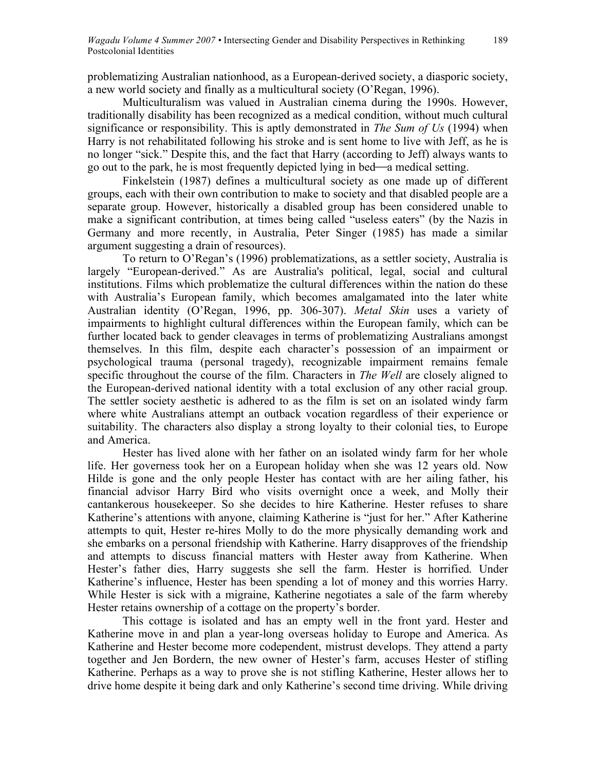problematizing Australian nationhood, as a European-derived society, a diasporic society, a new world society and finally as a multicultural society (O'Regan, 1996).

Multiculturalism was valued in Australian cinema during the 1990s. However, traditionally disability has been recognized as a medical condition, without much cultural significance or responsibility. This is aptly demonstrated in *The Sum of Us* (1994) when Harry is not rehabilitated following his stroke and is sent home to live with Jeff, as he is no longer "sick." Despite this, and the fact that Harry (according to Jeff) always wants to go out to the park, he is most frequently depicted lying in bed—a medical setting.

Finkelstein (1987) defines a multicultural society as one made up of different groups, each with their own contribution to make to society and that disabled people are a separate group. However, historically a disabled group has been considered unable to make a significant contribution, at times being called "useless eaters" (by the Nazis in Germany and more recently, in Australia, Peter Singer (1985) has made a similar argument suggesting a drain of resources).

To return to O'Regan's (1996) problematizations, as a settler society, Australia is largely "European-derived." As are Australia's political, legal, social and cultural institutions. Films which problematize the cultural differences within the nation do these with Australia's European family, which becomes amalgamated into the later white Australian identity (O'Regan, 1996, pp. 306-307). *Metal Skin* uses a variety of impairments to highlight cultural differences within the European family, which can be further located back to gender cleavages in terms of problematizing Australians amongst themselves. In this film, despite each character's possession of an impairment or psychological trauma (personal tragedy), recognizable impairment remains female specific throughout the course of the film. Characters in *The Well* are closely aligned to the European-derived national identity with a total exclusion of any other racial group. The settler society aesthetic is adhered to as the film is set on an isolated windy farm where white Australians attempt an outback vocation regardless of their experience or suitability. The characters also display a strong loyalty to their colonial ties, to Europe and America.

Hester has lived alone with her father on an isolated windy farm for her whole life. Her governess took her on a European holiday when she was 12 years old. Now Hilde is gone and the only people Hester has contact with are her ailing father, his financial advisor Harry Bird who visits overnight once a week, and Molly their cantankerous housekeeper. So she decides to hire Katherine. Hester refuses to share Katherine's attentions with anyone, claiming Katherine is "just for her." After Katherine attempts to quit, Hester re-hires Molly to do the more physically demanding work and she embarks on a personal friendship with Katherine. Harry disapproves of the friendship and attempts to discuss financial matters with Hester away from Katherine. When Hester's father dies, Harry suggests she sell the farm. Hester is horrified. Under Katherine's influence, Hester has been spending a lot of money and this worries Harry. While Hester is sick with a migraine, Katherine negotiates a sale of the farm whereby Hester retains ownership of a cottage on the property's border.

This cottage is isolated and has an empty well in the front yard. Hester and Katherine move in and plan a year-long overseas holiday to Europe and America. As Katherine and Hester become more codependent, mistrust develops. They attend a party together and Jen Bordern, the new owner of Hester's farm, accuses Hester of stifling Katherine. Perhaps as a way to prove she is not stifling Katherine, Hester allows her to drive home despite it being dark and only Katherine's second time driving. While driving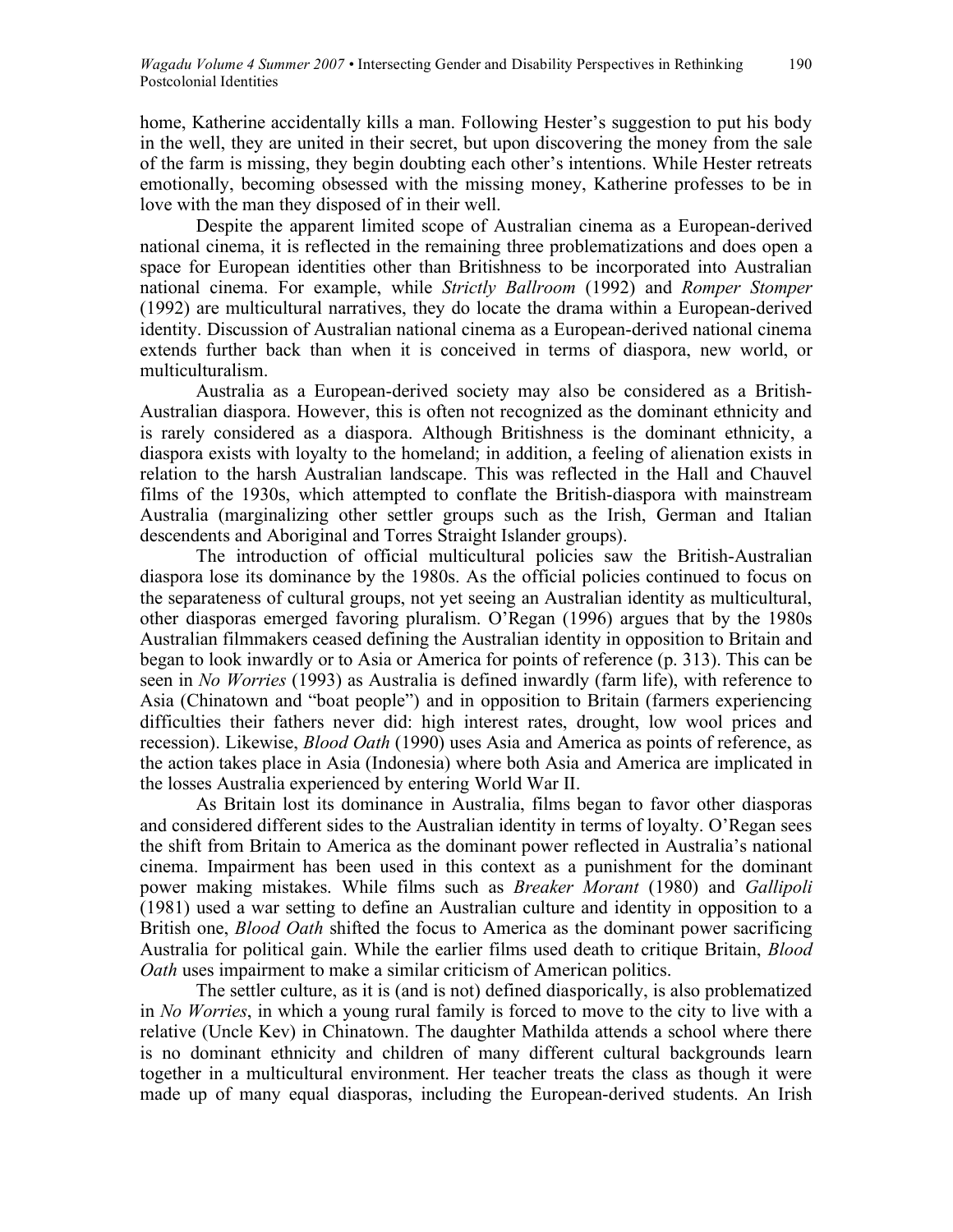home, Katherine accidentally kills a man. Following Hester's suggestion to put his body in the well, they are united in their secret, but upon discovering the money from the sale of the farm is missing, they begin doubting each other's intentions. While Hester retreats emotionally, becoming obsessed with the missing money, Katherine professes to be in love with the man they disposed of in their well.

Despite the apparent limited scope of Australian cinema as a European-derived national cinema, it is reflected in the remaining three problematizations and does open a space for European identities other than Britishness to be incorporated into Australian national cinema. For example, while *Strictly Ballroom* (1992) and *Romper Stomper* (1992) are multicultural narratives, they do locate the drama within a European-derived identity. Discussion of Australian national cinema as a European-derived national cinema extends further back than when it is conceived in terms of diaspora, new world, or multiculturalism.

Australia as a European-derived society may also be considered as a British-Australian diaspora. However, this is often not recognized as the dominant ethnicity and is rarely considered as a diaspora. Although Britishness is the dominant ethnicity, a diaspora exists with loyalty to the homeland; in addition, a feeling of alienation exists in relation to the harsh Australian landscape. This was reflected in the Hall and Chauvel films of the 1930s, which attempted to conflate the British-diaspora with mainstream Australia (marginalizing other settler groups such as the Irish, German and Italian descendents and Aboriginal and Torres Straight Islander groups).

The introduction of official multicultural policies saw the British-Australian diaspora lose its dominance by the 1980s. As the official policies continued to focus on the separateness of cultural groups, not yet seeing an Australian identity as multicultural, other diasporas emerged favoring pluralism. O'Regan (1996) argues that by the 1980s Australian filmmakers ceased defining the Australian identity in opposition to Britain and began to look inwardly or to Asia or America for points of reference (p. 313). This can be seen in *No Worries* (1993) as Australia is defined inwardly (farm life), with reference to Asia (Chinatown and "boat people") and in opposition to Britain (farmers experiencing difficulties their fathers never did: high interest rates, drought, low wool prices and recession). Likewise, *Blood Oath* (1990) uses Asia and America as points of reference, as the action takes place in Asia (Indonesia) where both Asia and America are implicated in the losses Australia experienced by entering World War II.

As Britain lost its dominance in Australia, films began to favor other diasporas and considered different sides to the Australian identity in terms of loyalty. O'Regan sees the shift from Britain to America as the dominant power reflected in Australia's national cinema. Impairment has been used in this context as a punishment for the dominant power making mistakes. While films such as *Breaker Morant* (1980) and *Gallipoli* (1981) used a war setting to define an Australian culture and identity in opposition to a British one, *Blood Oath* shifted the focus to America as the dominant power sacrificing Australia for political gain. While the earlier films used death to critique Britain, *Blood Oath* uses impairment to make a similar criticism of American politics.

The settler culture, as it is (and is not) defined diasporically, is also problematized in *No Worries*, in which a young rural family is forced to move to the city to live with a relative (Uncle Kev) in Chinatown. The daughter Mathilda attends a school where there is no dominant ethnicity and children of many different cultural backgrounds learn together in a multicultural environment. Her teacher treats the class as though it were made up of many equal diasporas, including the European-derived students. An Irish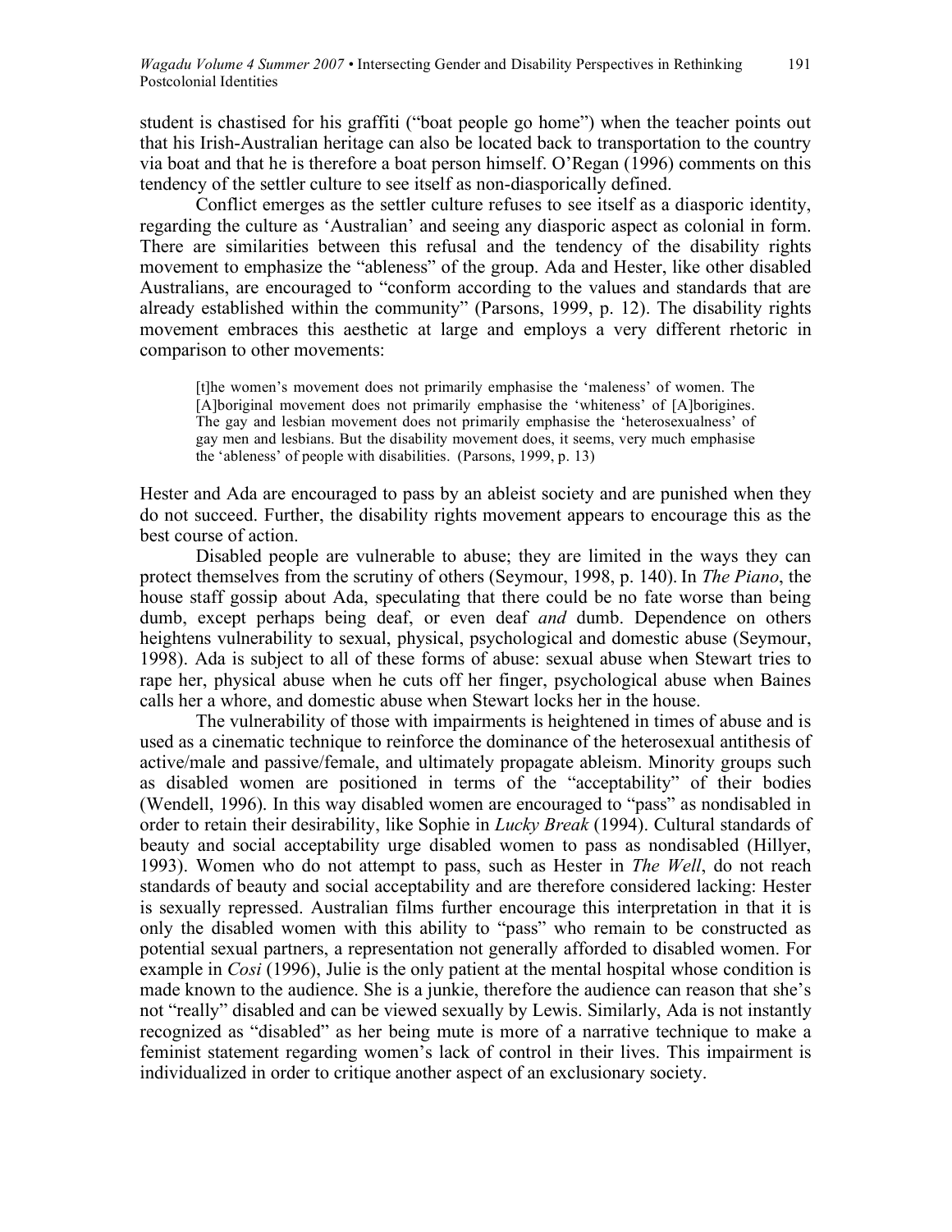student is chastised for his graffiti ("boat people go home") when the teacher points out that his Irish-Australian heritage can also be located back to transportation to the country via boat and that he is therefore a boat person himself. O'Regan (1996) comments on this tendency of the settler culture to see itself as non-diasporically defined.

Conflict emerges as the settler culture refuses to see itself as a diasporic identity, regarding the culture as 'Australian' and seeing any diasporic aspect as colonial in form. There are similarities between this refusal and the tendency of the disability rights movement to emphasize the "ableness" of the group. Ada and Hester, like other disabled Australians, are encouraged to "conform according to the values and standards that are already established within the community" (Parsons, 1999, p. 12). The disability rights movement embraces this aesthetic at large and employs a very different rhetoric in comparison to other movements:

> [t]he women's movement does not primarily emphasise the 'maleness' of women. The [A]boriginal movement does not primarily emphasise the 'whiteness' of [A]borigines. The gay and lesbian movement does not primarily emphasise the 'heterosexualness' of gay men and lesbians. But the disability movement does, it seems, very much emphasise the 'ableness' of people with disabilities. (Parsons, 1999, p. 13)

Hester and Ada are encouraged to pass by an ableist society and are punished when they do not succeed. Further, the disability rights movement appears to encourage this as the best course of action.

Disabled people are vulnerable to abuse; they are limited in the ways they can protect themselves from the scrutiny of others (Seymour, 1998, p. 140). In *The Piano*, the house staff gossip about Ada, speculating that there could be no fate worse than being dumb, except perhaps being deaf, or even deaf *and* dumb. Dependence on others heightens vulnerability to sexual, physical, psychological and domestic abuse (Seymour, 1998). Ada is subject to all of these forms of abuse: sexual abuse when Stewart tries to rape her, physical abuse when he cuts off her finger, psychological abuse when Baines calls her a whore, and domestic abuse when Stewart locks her in the house.

The vulnerability of those with impairments is heightened in times of abuse and is used as a cinematic technique to reinforce the dominance of the heterosexual antithesis of active/male and passive/female, and ultimately propagate ableism. Minority groups such as disabled women are positioned in terms of the "acceptability" of their bodies (Wendell, 1996). In this way disabled women are encouraged to "pass" as nondisabled in order to retain their desirability, like Sophie in *Lucky Break* (1994). Cultural standards of beauty and social acceptability urge disabled women to pass as nondisabled (Hillyer, 1993). Women who do not attempt to pass, such as Hester in *The Well*, do not reach standards of beauty and social acceptability and are therefore considered lacking: Hester is sexually repressed. Australian films further encourage this interpretation in that it is only the disabled women with this ability to "pass" who remain to be constructed as potential sexual partners, a representation not generally afforded to disabled women. For example in *Cosi* (1996), Julie is the only patient at the mental hospital whose condition is made known to the audience. She is a junkie, therefore the audience can reason that she's not "really" disabled and can be viewed sexually by Lewis. Similarly, Ada is not instantly recognized as "disabled" as her being mute is more of a narrative technique to make a feminist statement regarding women's lack of control in their lives. This impairment is individualized in order to critique another aspect of an exclusionary society.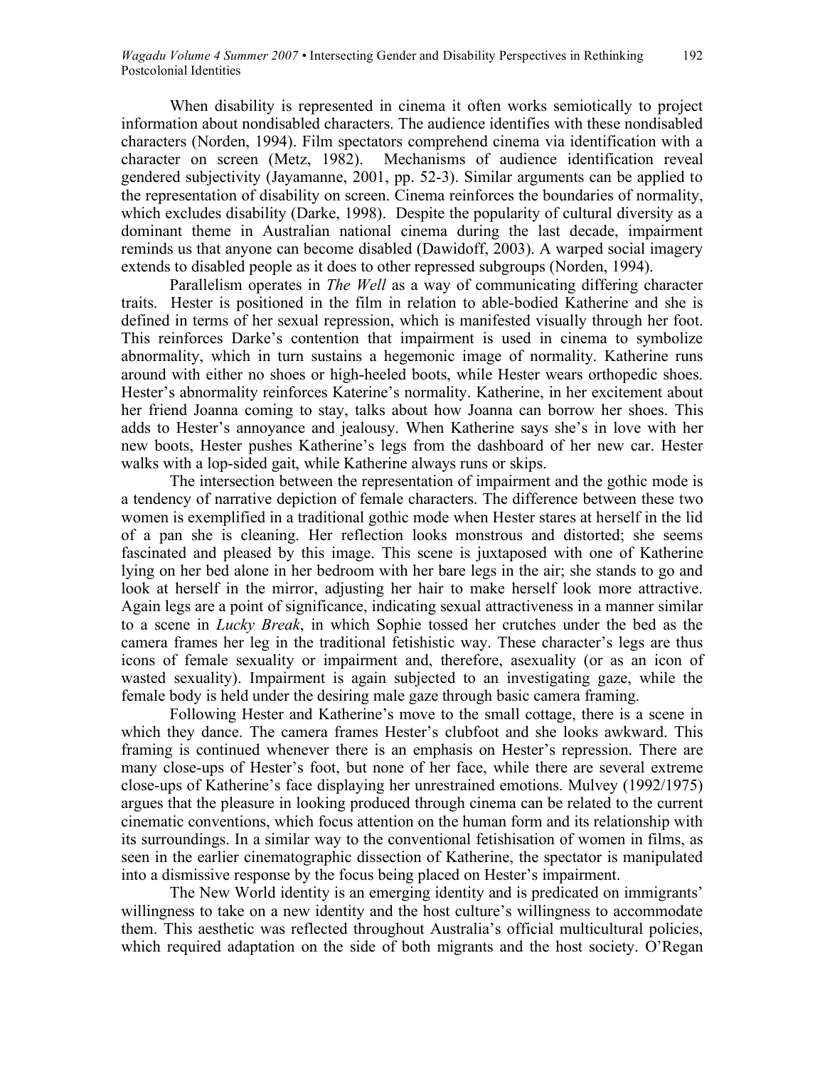When disability is represented in cinema it often works semiotically to project information about nondisabled characters. The audience identifies with these nondisabled characters (Norden, 1994). Film spectators comprehend cinema via identification with a character on screen (Metz, 1982). Mechanisms of audience identification reveal gendered subjectivity (Jayamanne, 2001, pp. 52-3). Similar arguments can be applied to the representation of disability on screen. Cinema reinforces the boundaries of normality, which excludes disability (Darke, 1998). Despite the popularity of cultural diversity as a dominant theme in Australian national cinema during the last decade, impairment reminds us that anyone can become disabled (Dawidoff, 2003). A warped social imagery extends to disabled people as it does to other repressed subgroups (Norden, 1994).

Parallelism operates in *The Well* as a way of communicating differing character traits. Hester is positioned in the film in relation to able-bodied Katherine and she is defined in terms of her sexual repression, which is manifested visually through her foot. This reinforces Darke's contention that impairment is used in cinema to symbolize abnormality, which in turn sustains a hegemonic image of normality. Katherine runs around with either no shoes or high-heeled boots, while Hester wears orthopedic shoes. Hester's abnormality reinforces Katerine's normality. Katherine, in her excitement about her friend Joanna coming to stay, talks about how Joanna can borrow her shoes. This adds to Hester's annoyance and jealousy. When Katherine says she's in love with her new boots, Hester pushes Katherine's legs from the dashboard of her new car. Hester walks with a lop-sided gait, while Katherine always runs or skips.

The intersection between the representation of impairment and the gothic mode is a tendency of narrative depiction of female characters. The difference between these two women is exemplified in a traditional gothic mode when Hester stares at herself in the lid of a pan she is cleaning. Her reflection looks monstrous and distorted; she seems fascinated and pleased by this image. This scene is juxtaposed with one of Katherine lying on her bed alone in her bedroom with her bare legs in the air; she stands to go and look at herself in the mirror, adjusting her hair to make herself look more attractive. Again legs are a point of significance, indicating sexual attractiveness in a manner similar to a scene in *Lucky Break*, in which Sophie tossed her crutches under the bed as the camera frames her leg in the traditional fetishistic way. These character's legs are thus icons of female sexuality or impairment and, therefore, asexuality (or as an icon of wasted sexuality). Impairment is again subjected to an investigating gaze, while the female body is held under the desiring male gaze through basic camera framing.

Following Hester and Katherine's move to the small cottage, there is a scene in which they dance. The camera frames Hester's clubfoot and she looks awkward. This framing is continued whenever there is an emphasis on Hester's repression. There are many close-ups of Hester's foot, but none of her face, while there are several extreme close-ups of Katherine's face displaying her unrestrained emotions. Mulvey (1992/1975) argues that the pleasure in looking produced through cinema can be related to the current cinematic conventions, which focus attention on the human form and its relationship with its surroundings. In a similar way to the conventional fetishisation of women in films, as seen in the earlier cinematographic dissection of Katherine, the spectator is manipulated into a dismissive response by the focus being placed on Hester's impairment.

The New World identity is an emerging identity and is predicated on immigrants' willingness to take on a new identity and the host culture's willingness to accommodate them. This aesthetic was reflected throughout Australia's official multicultural policies, which required adaptation on the side of both migrants and the host society. O'Regan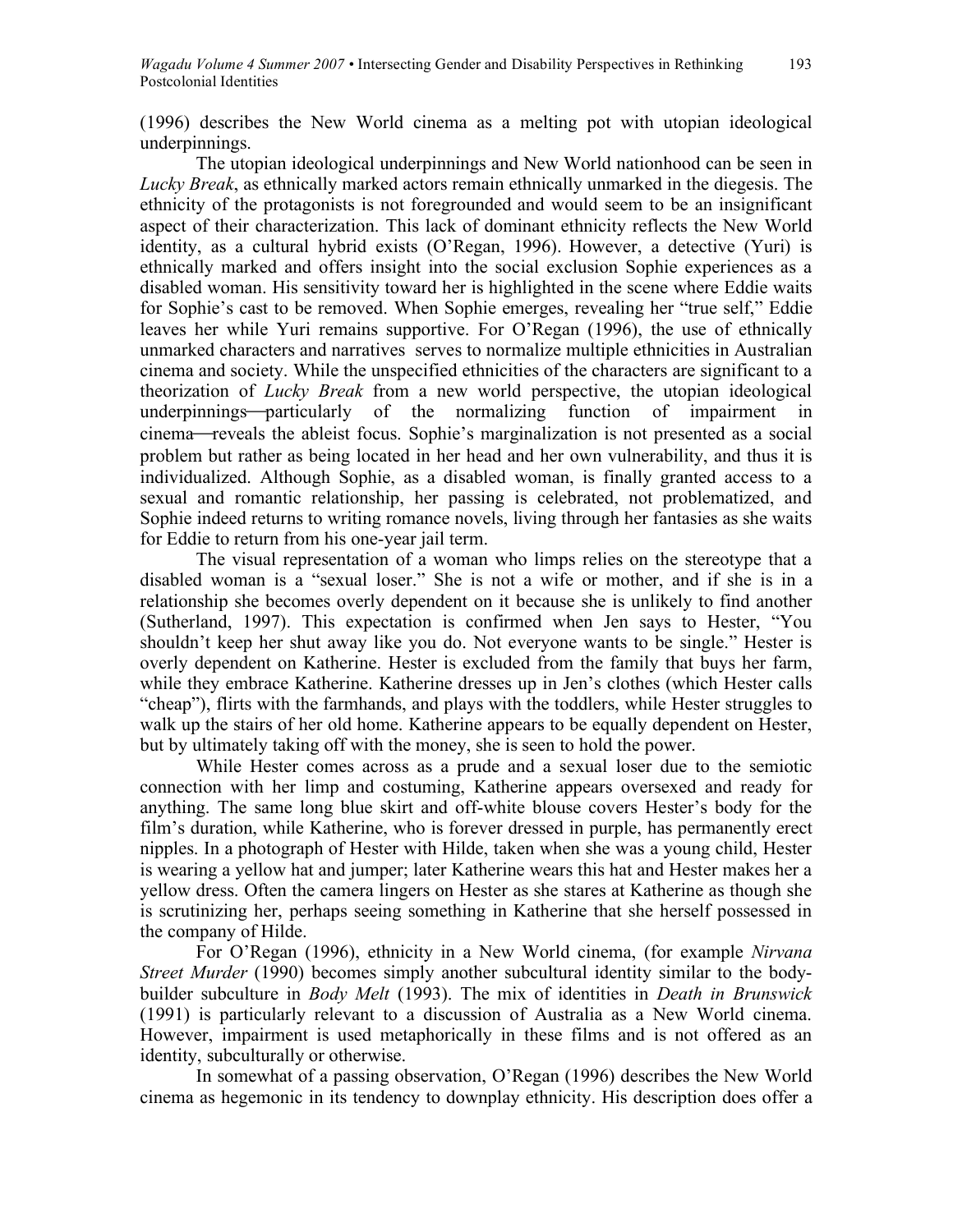(1996) describes the New World cinema as a melting pot with utopian ideological underpinnings.

The utopian ideological underpinnings and New World nationhood can be seen in *Lucky Break*, as ethnically marked actors remain ethnically unmarked in the diegesis. The ethnicity of the protagonists is not foregrounded and would seem to be an insignificant aspect of their characterization. This lack of dominant ethnicity reflects the New World identity, as a cultural hybrid exists (O'Regan, 1996). However, a detective (Yuri) is ethnically marked and offers insight into the social exclusion Sophie experiences as a disabled woman. His sensitivity toward her is highlighted in the scene where Eddie waits for Sophie's cast to be removed. When Sophie emerges, revealing her "true self," Eddie leaves her while Yuri remains supportive. For O'Regan (1996), the use of ethnically unmarked characters and narratives serves to normalize multiple ethnicities in Australian cinema and society. While the unspecified ethnicities of the characters are significant to a theorization of *Lucky Break* from a new world perspective, the utopian ideological underpinnings—particularly of the normalizing function of impairment in cinema—reveals the ableist focus. Sophie's marginalization is not presented as a social problem but rather as being located in her head and her own vulnerability, and thus it is individualized. Although Sophie, as a disabled woman, is finally granted access to a sexual and romantic relationship, her passing is celebrated, not problematized, and Sophie indeed returns to writing romance novels, living through her fantasies as she waits for Eddie to return from his one-year jail term.

The visual representation of a woman who limps relies on the stereotype that a disabled woman is a "sexual loser." She is not a wife or mother, and if she is in a relationship she becomes overly dependent on it because she is unlikely to find another (Sutherland, 1997). This expectation is confirmed when Jen says to Hester, "You shouldn't keep her shut away like you do. Not everyone wants to be single." Hester is overly dependent on Katherine. Hester is excluded from the family that buys her farm, while they embrace Katherine. Katherine dresses up in Jen's clothes (which Hester calls "cheap"), flirts with the farmhands, and plays with the toddlers, while Hester struggles to walk up the stairs of her old home. Katherine appears to be equally dependent on Hester, but by ultimately taking off with the money, she is seen to hold the power.

While Hester comes across as a prude and a sexual loser due to the semiotic connection with her limp and costuming, Katherine appears oversexed and ready for anything. The same long blue skirt and off-white blouse covers Hester's body for the film's duration, while Katherine, who is forever dressed in purple, has permanently erect nipples. In a photograph of Hester with Hilde, taken when she was a young child, Hester is wearing a yellow hat and jumper; later Katherine wears this hat and Hester makes her a yellow dress. Often the camera lingers on Hester as she stares at Katherine as though she is scrutinizing her, perhaps seeing something in Katherine that she herself possessed in the company of Hilde.

For O'Regan (1996), ethnicity in a New World cinema, (for example *Nirvana Street Murder* (1990) becomes simply another subcultural identity similar to the body-builder subculture in *Body Melt* (1993). The mix of identities in *Death in Brunswick* (1991) is particularly relevant to a discussion of Australia as a New World cinema. However, impairment is used metaphorically in these films and is not offered as an identity, subculturally or otherwise.

In somewhat of a passing observation, O'Regan (1996) describes the New World cinema as hegemonic in its tendency to downplay ethnicity. His description does offer a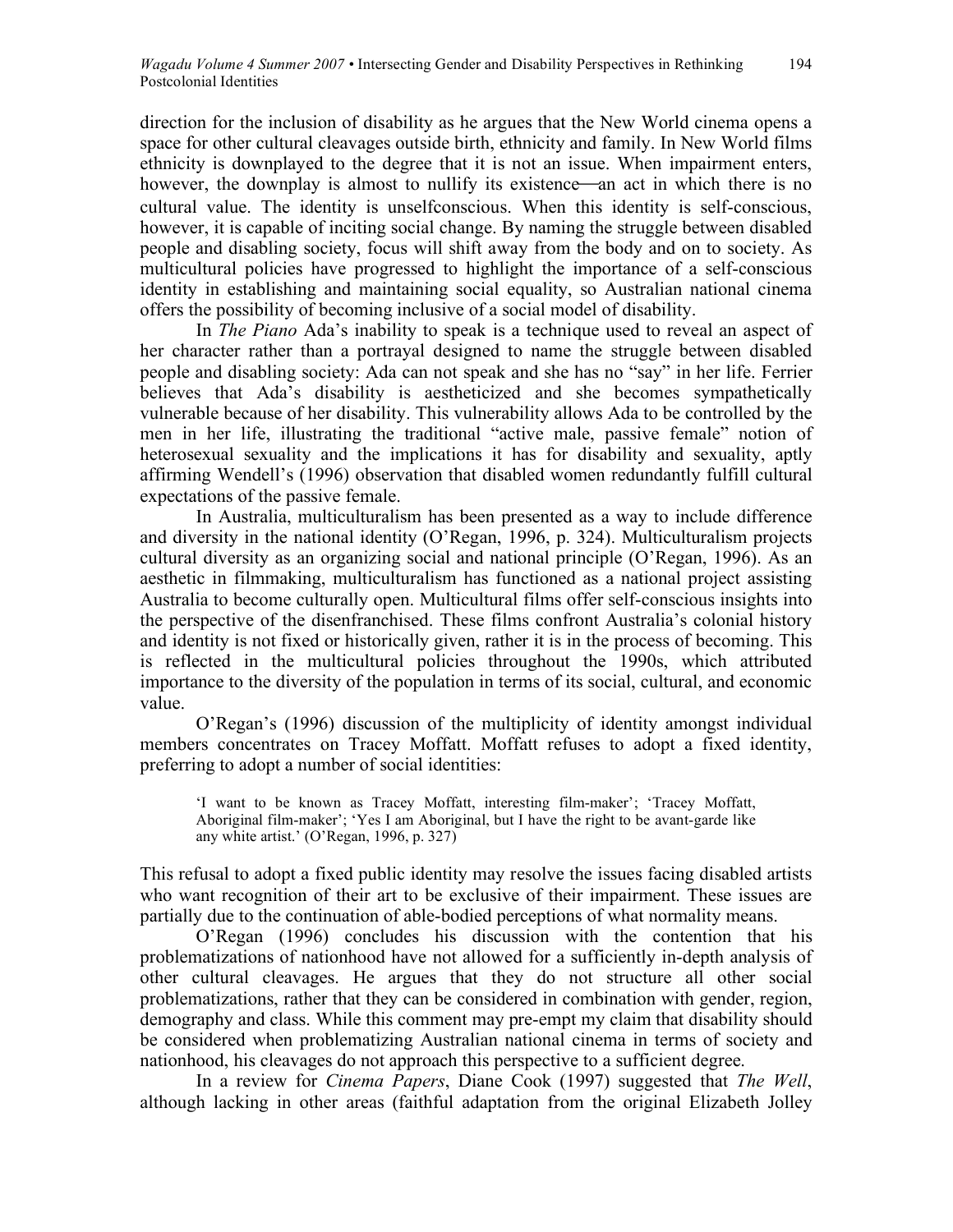direction for the inclusion of disability as he argues that the New World cinema opens a space for other cultural cleavages outside birth, ethnicity and family. In New World films ethnicity is downplayed to the degree that it is not an issue. When impairment enters, however, the downplay is almost to nullify its existence—an act in which there is no cultural value. The identity is unselfconscious. When this identity is self-conscious, however, it is capable of inciting social change. By naming the struggle between disabled people and disabling society, focus will shift away from the body and on to society. As multicultural policies have progressed to highlight the importance of a self-conscious identity in establishing and maintaining social equality, so Australian national cinema offers the possibility of becoming inclusive of a social model of disability.

In *The Piano* Ada's inability to speak is a technique used to reveal an aspect of her character rather than a portrayal designed to name the struggle between disabled people and disabling society: Ada can not speak and she has no "say" in her life. Ferrier believes that Ada's disability is aestheticized and she becomes sympathetically vulnerable because of her disability. This vulnerability allows Ada to be controlled by the men in her life, illustrating the traditional "active male, passive female" notion of heterosexual sexuality and the implications it has for disability and sexuality, aptly affirming Wendell's (1996) observation that disabled women redundantly fulfill cultural expectations of the passive female.

In Australia, multiculturalism has been presented as a way to include difference and diversity in the national identity (O'Regan, 1996, p. 324). Multiculturalism projects cultural diversity as an organizing social and national principle (O'Regan, 1996). As an aesthetic in filmmaking, multiculturalism has functioned as a national project assisting Australia to become culturally open. Multicultural films offer self-conscious insights into the perspective of the disenfranchised. These films confront Australia's colonial history and identity is not fixed or historically given, rather it is in the process of becoming. This is reflected in the multicultural policies throughout the 1990s, which attributed importance to the diversity of the population in terms of its social, cultural, and economic value.

O'Regan's (1996) discussion of the multiplicity of identity amongst individual members concentrates on Tracey Moffatt. Moffatt refuses to adopt a fixed identity, preferring to adopt a number of social identities:

> 'I want to be known as Tracey Moffatt, interesting film-maker'; 'Tracey Moffatt, Aboriginal film-maker'; 'Yes I am Aboriginal, but I have the right to be avant-garde like any white artist.' (O'Regan, 1996, p. 327)

This refusal to adopt a fixed public identity may resolve the issues facing disabled artists who want recognition of their art to be exclusive of their impairment. These issues are partially due to the continuation of able-bodied perceptions of what normality means.

O'Regan (1996) concludes his discussion with the contention that his problematizations of nationhood have not allowed for a sufficiently in-depth analysis of other cultural cleavages. He argues that they do not structure all other social problematizations, rather that they can be considered in combination with gender, region, demography and class. While this comment may pre-empt my claim that disability should be considered when problematizing Australian national cinema in terms of society and nationhood, his cleavages do not approach this perspective to a sufficient degree.

In a review for *Cinema Papers*, Diane Cook (1997) suggested that *The Well*, although lacking in other areas (faithful adaptation from the original Elizabeth Jolley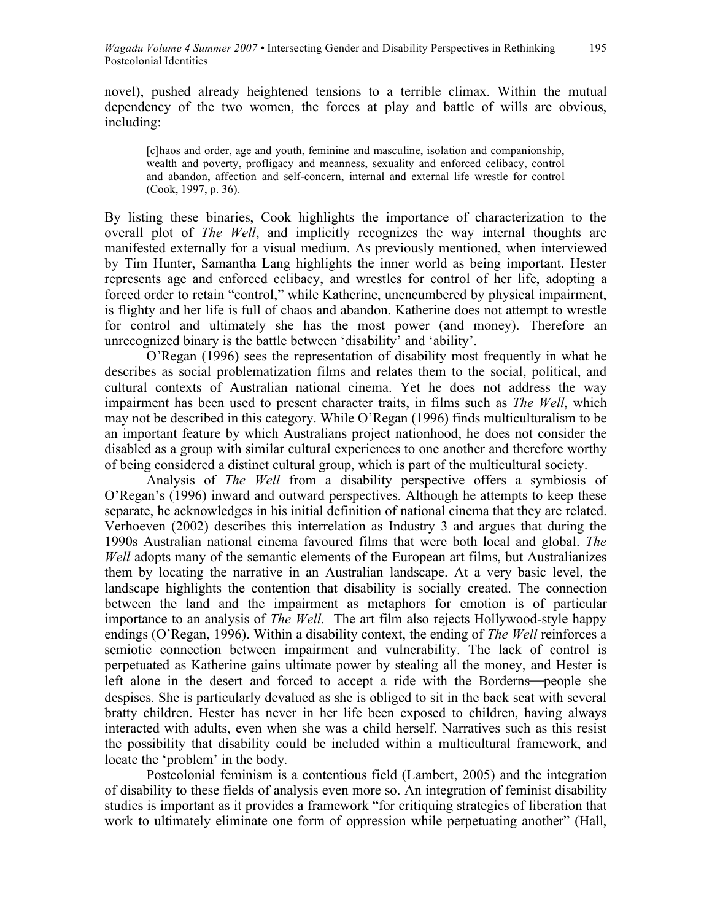novel), pushed already heightened tensions to a terrible climax. Within the mutual dependency of the two women, the forces at play and battle of wills are obvious, including:

> [c]haos and order, age and youth, feminine and masculine, isolation and companionship, wealth and poverty, profligacy and meanness, sexuality and enforced celibacy, control and abandon, affection and self-concern, internal and external life wrestle for control (Cook, 1997, p. 36).

By listing these binaries, Cook highlights the importance of characterization to the overall plot of *The Well*, and implicitly recognizes the way internal thoughts are manifested externally for a visual medium. As previously mentioned, when interviewed by Tim Hunter, Samantha Lang highlights the inner world as being important. Hester represents age and enforced celibacy, and wrestles for control of her life, adopting a forced order to retain "control," while Katherine, unencumbered by physical impairment, is flighty and her life is full of chaos and abandon. Katherine does not attempt to wrestle for control and ultimately she has the most power (and money). Therefore an unrecognized binary is the battle between 'disability' and 'ability'.

O'Regan (1996) sees the representation of disability most frequently in what he describes as social problematization films and relates them to the social, political, and cultural contexts of Australian national cinema. Yet he does not address the way impairment has been used to present character traits, in films such as *The Well*, which may not be described in this category. While O'Regan (1996) finds multiculturalism to be an important feature by which Australians project nationhood, he does not consider the disabled as a group with similar cultural experiences to one another and therefore worthy of being considered a distinct cultural group, which is part of the multicultural society.

Analysis of *The Well* from a disability perspective offers a symbiosis of O'Regan's (1996) inward and outward perspectives. Although he attempts to keep these separate, he acknowledges in his initial definition of national cinema that they are related. Verhoeven (2002) describes this interrelation as Industry 3 and argues that during the 1990s Australian national cinema favoured films that were both local and global. *The Well* adopts many of the semantic elements of the European art films, but Australianizes them by locating the narrative in an Australian landscape. At a very basic level, the landscape highlights the contention that disability is socially created. The connection between the land and the impairment as metaphors for emotion is of particular importance to an analysis of *The Well*. The art film also rejects Hollywood-style happy endings (O'Regan, 1996). Within a disability context, the ending of *The Well* reinforces a semiotic connection between impairment and vulnerability. The lack of control is perpetuated as Katherine gains ultimate power by stealing all the money, and Hester is left alone in the desert and forced to accept a ride with the Borderns—people she despises. She is particularly devalued as she is obliged to sit in the back seat with several bratty children. Hester has never in her life been exposed to children, having always interacted with adults, even when she was a child herself. Narratives such as this resist the possibility that disability could be included within a multicultural framework, and locate the 'problem' in the body.

Postcolonial feminism is a contentious field (Lambert, 2005) and the integration of disability to these fields of analysis even more so. An integration of feminist disability studies is important as it provides a framework "for critiquing strategies of liberation that work to ultimately eliminate one form of oppression while perpetuating another" (Hall,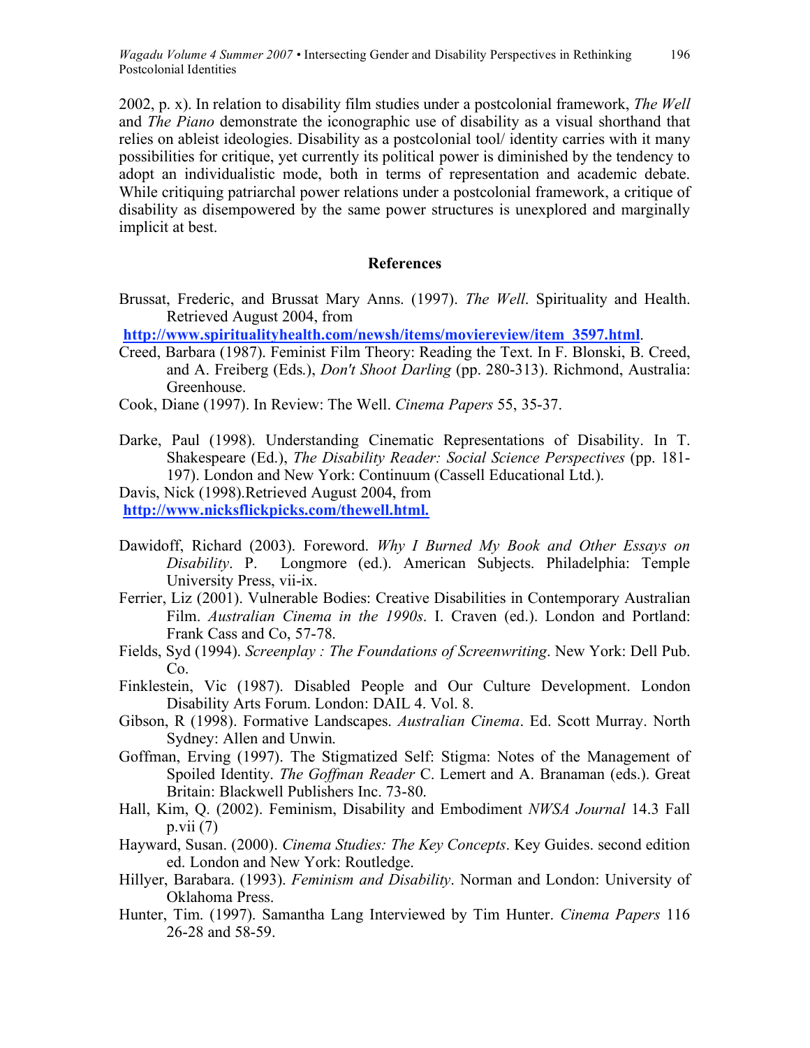2002, p. x). In relation to disability film studies under a postcolonial framework, *The Well* and *The Piano* demonstrate the iconographic use of disability as a visual shorthand that relies on ableist ideologies. Disability as a postcolonial tool/ identity carries with it many possibilities for critique, yet currently its political power is diminished by the tendency to adopt an individualistic mode, both in terms of representation and academic debate. While critiquing patriarchal power relations under a postcolonial framework, a critique of disability as disempowered by the same power structures is unexplored and marginally implicit at best.

## References

Brussat, Frederic, and Brussat Mary Anns. (1997). *The Well*. Spirituality and Health. Retrieved August 2004, from **http://www.spiritualityhealth.com/newsh/items/moviereview/item_3597.html**.

Creed, Barbara (1987). Feminist Film Theory: Reading the Text. In F. Blonski, B. Creed, and A. Freiberg (Eds.), *Don't Shoot Darling* (pp. 280-313). Richmond, Australia: Greenhouse.

Cook, Diane (1997). In Review: The Well. *Cinema Papers* 55, 35-37.

Darke, Paul (1998). Understanding Cinematic Representations of Disability. In T. Shakespeare (Ed.), *The Disability Reader: Social Science Perspectives* (pp. 181-197). London and New York: Continuum (Cassell Educational Ltd.).

Davis, Nick (1998).Retrieved August 2004, from **http://www.nicksflickpicks.com/thewell.html.**

Dawidoff, Richard (2003). Foreword. *Why I Burned My Book and Other Essays on Disability*. P. Longmore (ed.). American Subjects. Philadelphia: Temple University Press, vii-ix.

Ferrier, Liz (2001). Vulnerable Bodies: Creative Disabilities in Contemporary Australian Film. *Australian Cinema in the 1990s*. I. Craven (ed.). London and Portland: Frank Cass and Co, 57-78.

Fields, Syd (1994). *Screenplay : The Foundations of Screenwriting*. New York: Dell Pub. Co.

Finklestein, Vic (1987). Disabled People and Our Culture Development. London Disability Arts Forum. London: DAIL 4. Vol. 8.

Gibson, R (1998). Formative Landscapes. *Australian Cinema*. Ed. Scott Murray. North Sydney: Allen and Unwin.

Goffman, Erving (1997). The Stigmatized Self: Stigma: Notes of the Management of Spoiled Identity. *The Goffman Reader* C. Lemert and A. Branaman (eds.). Great Britain: Blackwell Publishers Inc. 73-80.

Hall, Kim, Q. (2002). Feminism, Disability and Embodiment *NWSA Journal* 14.3 Fall p.vii (7)

Hayward, Susan. (2000). *Cinema Studies: The Key Concepts*. Key Guides. second edition ed. London and New York: Routledge.

Hillyer, Barabara. (1993). *Feminism and Disability*. Norman and London: University of Oklahoma Press.

Hunter, Tim. (1997). Samantha Lang Interviewed by Tim Hunter. *Cinema Papers* 116 26-28 and 58-59.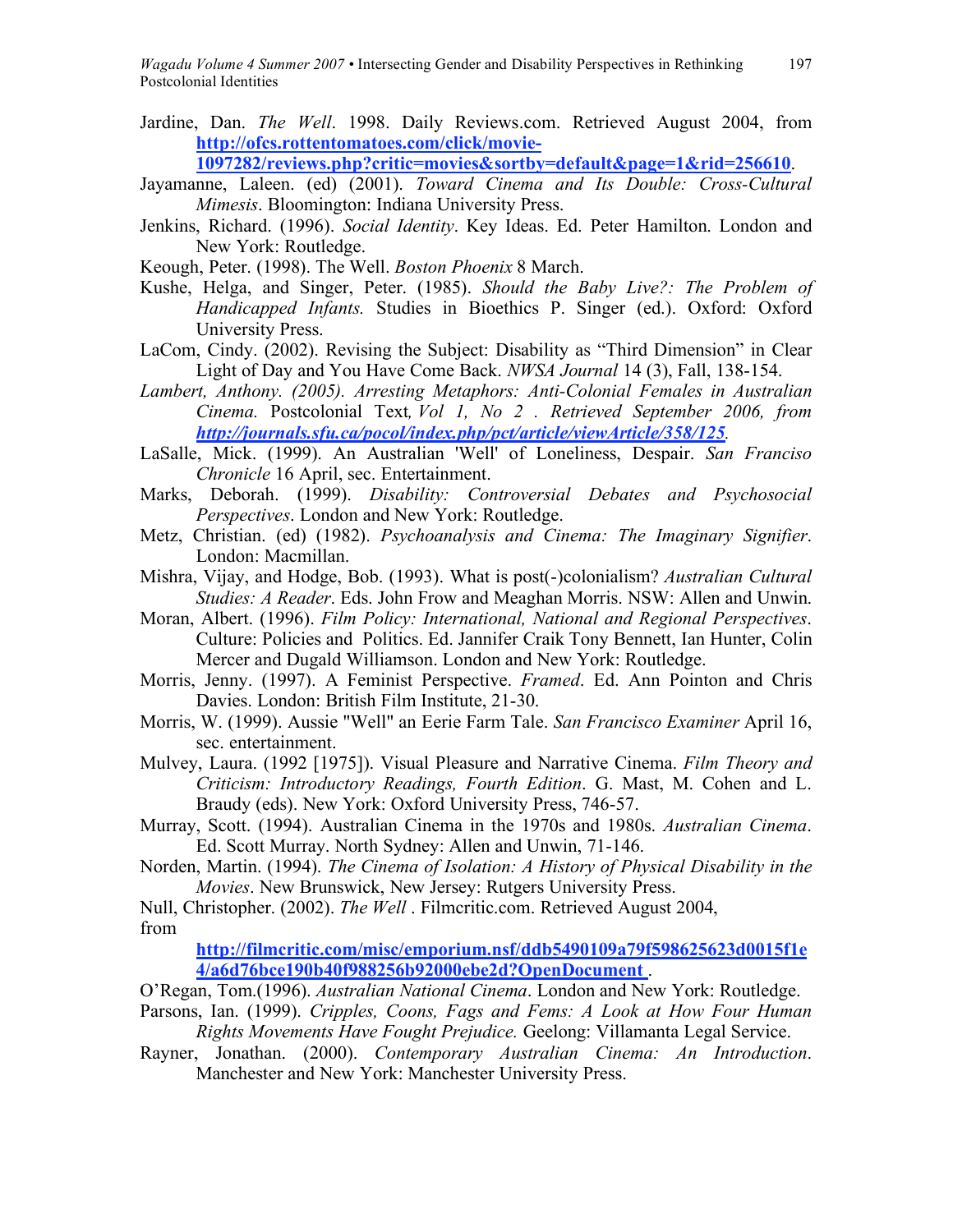Jardine, Dan. *The Well*. 1998. Daily Reviews.com. Retrieved August 2004, from **http://ofcs.rottentomatoes.com/click/movie-1097282/reviews.php?critic=movies&sortby=default&page=1&rid=256610**.

Jayamanne, Laleen. (ed) (2001). *Toward Cinema and Its Double: Cross-Cultural Mimesis*. Bloomington: Indiana University Press.

Jenkins, Richard. (1996). *Social Identity*. Key Ideas. Ed. Peter Hamilton. London and New York: Routledge.

Keough, Peter. (1998). The Well. *Boston Phoenix* 8 March.

Kushe, Helga, and Singer, Peter. (1985). *Should the Baby Live?: The Problem of Handicapped Infants.* Studies in Bioethics P. Singer (ed.). Oxford: Oxford University Press.

LaCom, Cindy. (2002). Revising the Subject: Disability as "Third Dimension" in Clear Light of Day and You Have Come Back. *NWSA Journal* 14 (3), Fall, 138-154.

*Lambert, Anthony. (2005). Arresting Metaphors: Anti-Colonial Females in Australian Cinema.* Postcolonial Text*, Vol 1, No 2 . Retrieved September 2006, from* ***http://journals.sfu.ca/pocol/index.php/pct/article/viewArticle/358/125****.*

LaSalle, Mick. (1999). An Australian 'Well' of Loneliness, Despair. *San Francisco Chronicle* 16 April, sec. Entertainment.

Marks, Deborah. (1999). *Disability: Controversial Debates and Psychosocial Perspectives*. London and New York: Routledge.

Metz, Christian. (ed) (1982). *Psychoanalysis and Cinema: The Imaginary Signifier*. London: Macmillan.

Mishra, Vijay, and Hodge, Bob. (1993). What is post(-)colonialism? *Australian Cultural Studies: A Reader*. Eds. John Frow and Meaghan Morris. NSW: Allen and Unwin.

Moran, Albert. (1996). *Film Policy: International, National and Regional Perspectives*. Culture: Policies and Politics. Ed. Jannifer Craik Tony Bennett, Ian Hunter, Colin Mercer and Dugald Williamson. London and New York: Routledge.

Morris, Jenny. (1997). A Feminist Perspective. *Framed*. Ed. Ann Pointon and Chris Davies. London: British Film Institute, 21-30.

Morris, W. (1999). Aussie "Well" an Eerie Farm Tale. *San Francisco Examiner* April 16, sec. entertainment.

Mulvey, Laura. (1992 [1975]). Visual Pleasure and Narrative Cinema. *Film Theory and Criticism: Introductory Readings, Fourth Edition*. G. Mast, M. Cohen and L. Braudy (eds). New York: Oxford University Press, 746-57.

Murray, Scott. (1994). Australian Cinema in the 1970s and 1980s. *Australian Cinema*. Ed. Scott Murray. North Sydney: Allen and Unwin, 71-146.

Norden, Martin. (1994). *The Cinema of Isolation: A History of Physical Disability in the Movies*. New Brunswick, New Jersey: Rutgers University Press.

Null, Christopher. (2002). *The Well* . Filmcritic.com. Retrieved August 2004, from **http://filmcritic.com/misc/emporium.nsf/ddb5490109a79f598625623d0015f1e4/a6d76bce190b40f988256b92000ebe2d?OpenDocument** .

O'Regan, Tom.(1996). *Australian National Cinema*. London and New York: Routledge.

Parsons, Ian. (1999). *Cripples, Coons, Fags and Fems: A Look at How Four Human Rights Movements Have Fought Prejudice.* Geelong: Villamanta Legal Service.

Rayner, Jonathan. (2000). *Contemporary Australian Cinema: An Introduction*. Manchester and New York: Manchester University Press.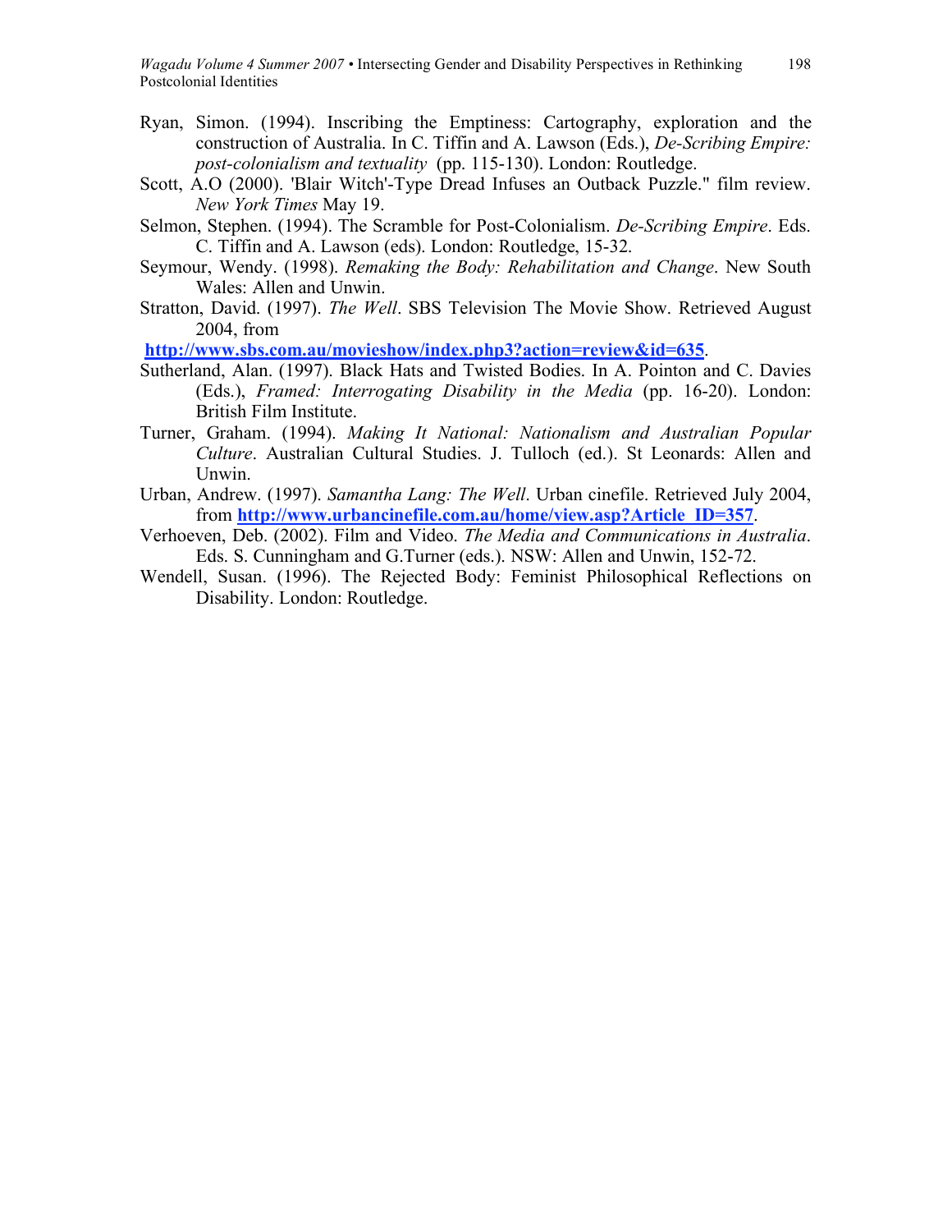Ryan, Simon. (1994). Inscribing the Emptiness: Cartography, exploration and the construction of Australia. In C. Tiffin and A. Lawson (Eds.), *De-Scribing Empire: post-colonialism and textuality* (pp. 115-130). London: Routledge.

Scott, A.O (2000). 'Blair Witch'-Type Dread Infuses an Outback Puzzle." film review. *New York Times* May 19.

Selmon, Stephen. (1994). The Scramble for Post-Colonialism. *De-Scribing Empire*. Eds. C. Tiffin and A. Lawson (eds). London: Routledge, 15-32.

Seymour, Wendy. (1998). *Remaking the Body: Rehabilitation and Change*. New South Wales: Allen and Unwin.

Stratton, David. (1997). *The Well*. SBS Television The Movie Show. Retrieved August 2004, from **http://www.sbs.com.au/movieshow/index.php3?action=review&id=635**.

Sutherland, Alan. (1997). Black Hats and Twisted Bodies. In A. Pointon and C. Davies (Eds.), *Framed: Interrogating Disability in the Media* (pp. 16-20). London: British Film Institute.

Turner, Graham. (1994). *Making It National: Nationalism and Australian Popular Culture*. Australian Cultural Studies. J. Tulloch (ed.). St Leonards: Allen and Unwin.

Urban, Andrew. (1997). *Samantha Lang: The Well*. Urban cinefile. Retrieved July 2004, from **http://www.urbancinefile.com.au/home/view.asp?Article_ID=357**.

Verhoeven, Deb. (2002). Film and Video. *The Media and Communications in Australia*. Eds. S. Cunningham and G.Turner (eds.). NSW: Allen and Unwin, 152-72.

Wendell, Susan. (1996). The Rejected Body: Feminist Philosophical Reflections on Disability. London: Routledge.